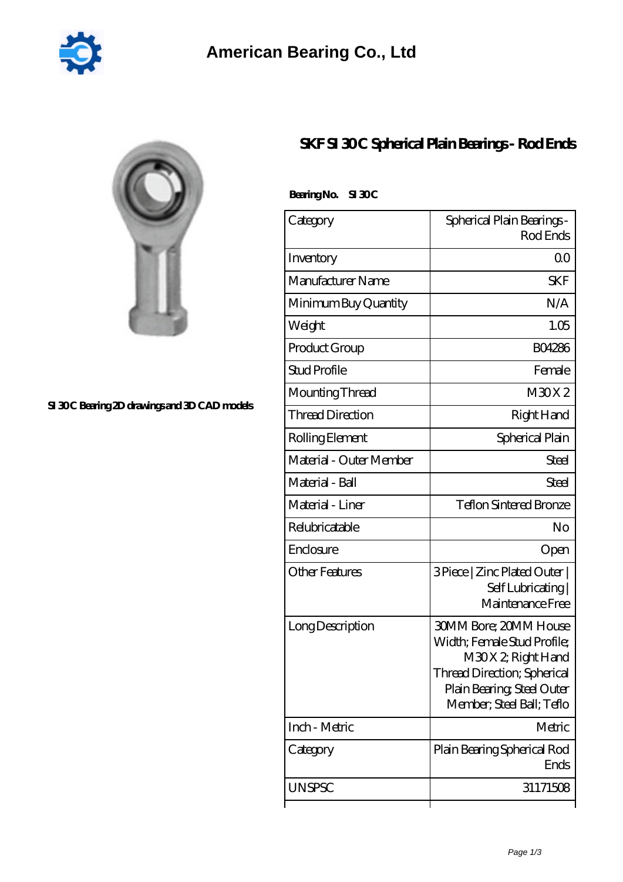American Bearing Co., Ltd

SI 30C Bearing 2D drawings and 3D CAD models

# SKF SI 30C Spherical Plain Bearings - Rod Ends

**Bearing No. SI 30C**

| Category | Spherical Plain Bearings - Rod Ends |
|---|---|
| Inventory | 0.0 |
| Manufacturer Name | SKF |
| Minimum Buy Quantity | N/A |
| Weight | 1.05 |
| Product Group | B04286 |
| Stud Profile | Female |
| Mounting Thread | M30 X 2 |
| Thread Direction | Right Hand |
| Rolling Element | Spherical Plain |
| Material - Outer Member | Steel |
| Material - Ball | Steel |
| Material - Liner | Teflon Sintered Bronze |
| Relubricatable | No |
| Enclosure | Open |
| Other Features | 3 Piece \| Zinc Plated Outer \| Self Lubricating \| Maintenance Free |
| Long Description | 30MM Bore; 20MM House Width; Female Stud Profile; M30 X 2; Right Hand Thread Direction; Spherical Plain Bearing; Steel Outer Member; Steel Ball; Teflo |
| Inch - Metric | Metric |
| Category | Plain Bearing Spherical Rod Ends |
| UNSPSC | 31171508 |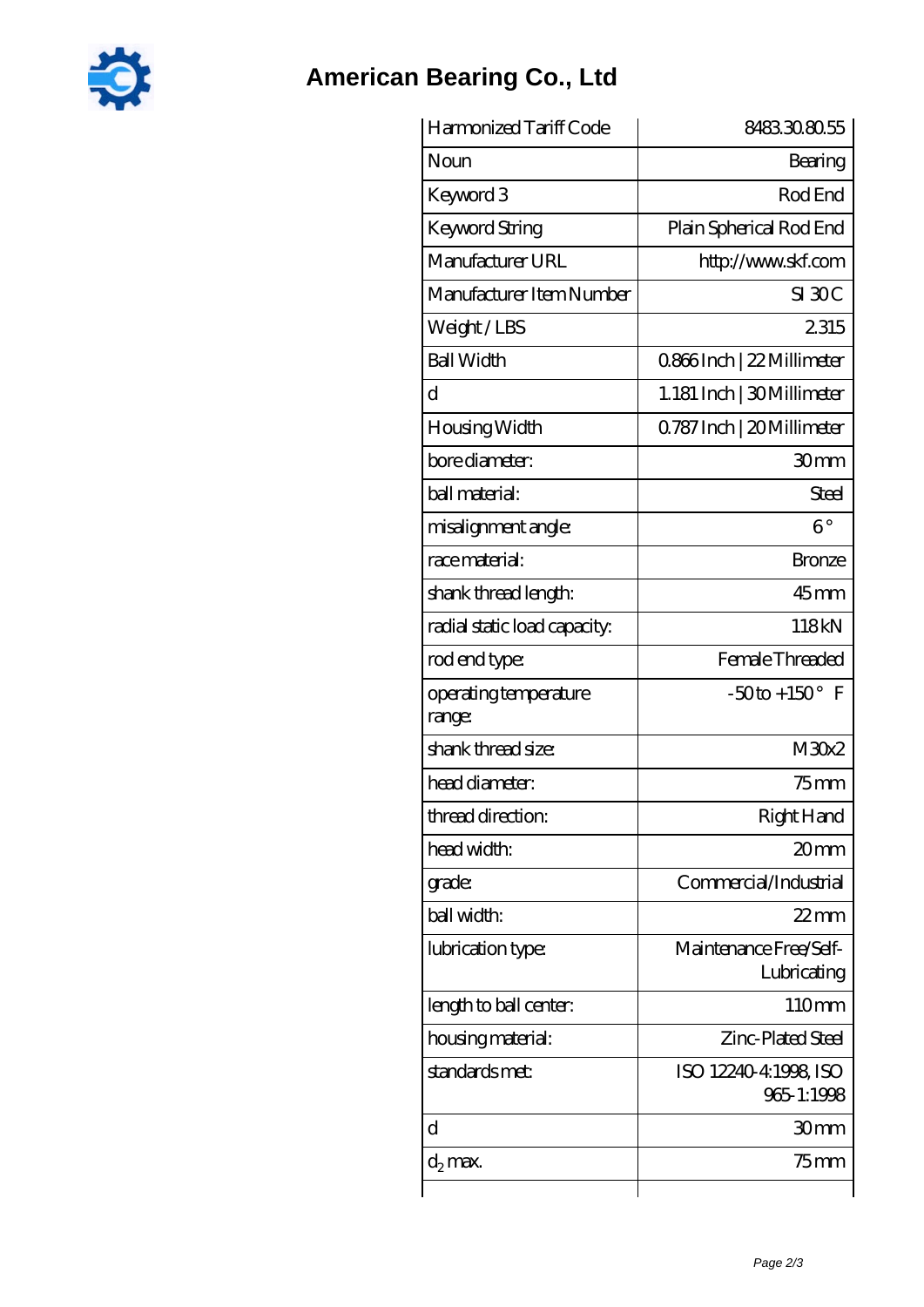# American Bearing Co., Ltd

| Harmonized Tariff Code | 8483.30.80.55 |
| --- | --- |
| Noun | Bearing |
| Keyword 3 | Rod End |
| Keyword String | Plain Spherical Rod End |
| Manufacturer URL | http://www.skf.com |
| Manufacturer Item Number | SI 30C |
| Weight / LBS | 2.315 |
| Ball Width | 0.866 Inch \| 22 Millimeter |
| d | 1.181 Inch \| 30 Millimeter |
| Housing Width | 0.787 Inch \| 20 Millimeter |
| bore diameter: | 30 mm |
| ball material: | Steel |
| misalignment angle: | 6 ° |
| race material: | Bronze |
| shank thread length: | 45 mm |
| radial static load capacity: | 118 kN |
| rod end type: | Female Threaded |
| operating temperature range: | -50 to +150 ° F |
| shank thread size: | M30x2 |
| head diameter: | 75 mm |
| thread direction: | Right Hand |
| head width: | 20 mm |
| grade: | Commercial/Industrial |
| ball width: | 22 mm |
| lubrication type: | Maintenance Free/Self-Lubricating |
| length to ball center: | 110 mm |
| housing material: | Zinc-Plated Steel |
| standards met: | ISO 12240-4:1998, ISO 965-1:1998 |
| d | 30 mm |
| $d_2$ max. | 75 mm |
| | |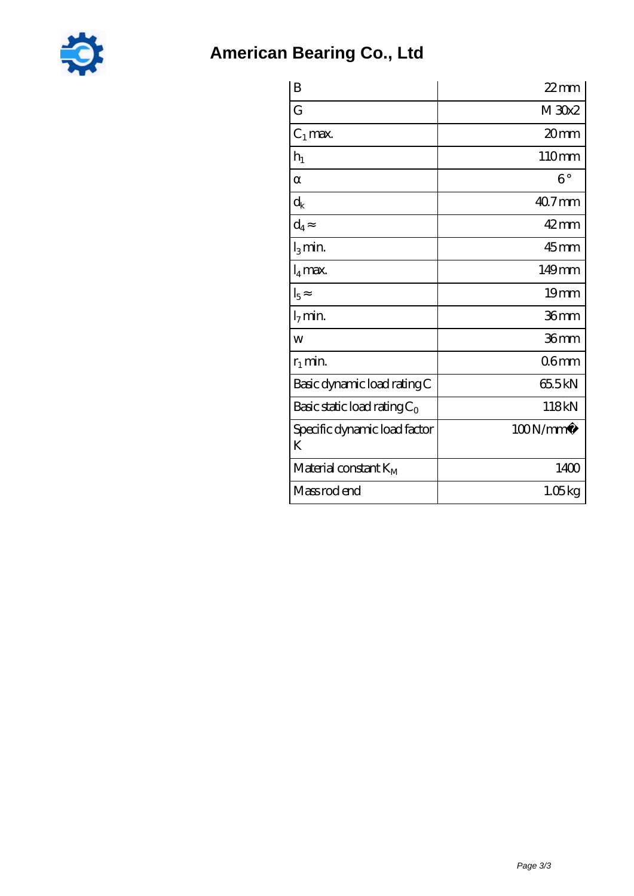# American Bearing Co., Ltd

| | |
|---|---|
| B | 22 mm |
| G | M 30x2 |
| $C_1$ max. | 20 mm |
| $h_1$ | 110 mm |
| α | 6 ° |
| $d_k$ | 40.7 mm |
| $d_4$ ≈ | 42 mm |
| $l_3$ min. | 45 mm |
| $l_4$ max. | 149 mm |
| $l_5$ ≈ | 19 mm |
| $l_7$ min. | 36 mm |
| w | 36 mm |
| $r_1$ min. | 0.6 mm |
| Basic dynamic load rating C | 65.5 kN |
| Basic static load rating $C_0$ | 118 kN |
| Specific dynamic load factor K | 100 N/mm� |
| Material constant $K_M$ | 1400 |
| Mass rod end | 1.05 kg |